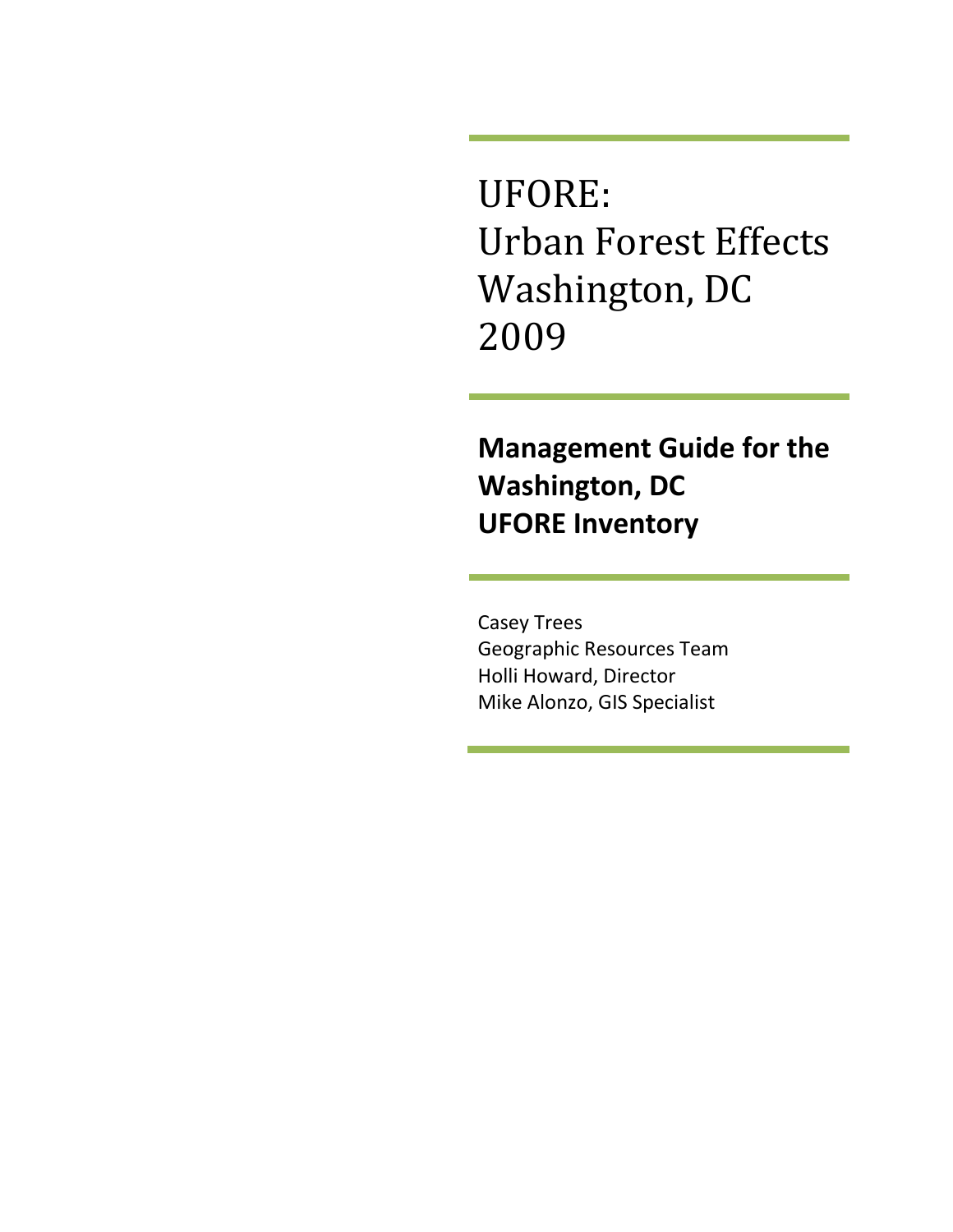# UFORE: Urban Forest Effects Washington, DC 2009

## Management Guide for the Washington, DC UFORE Inventory

Casey Trees
Geographic Resources Team
Holli Howard, Director
Mike Alonzo, GIS Specialist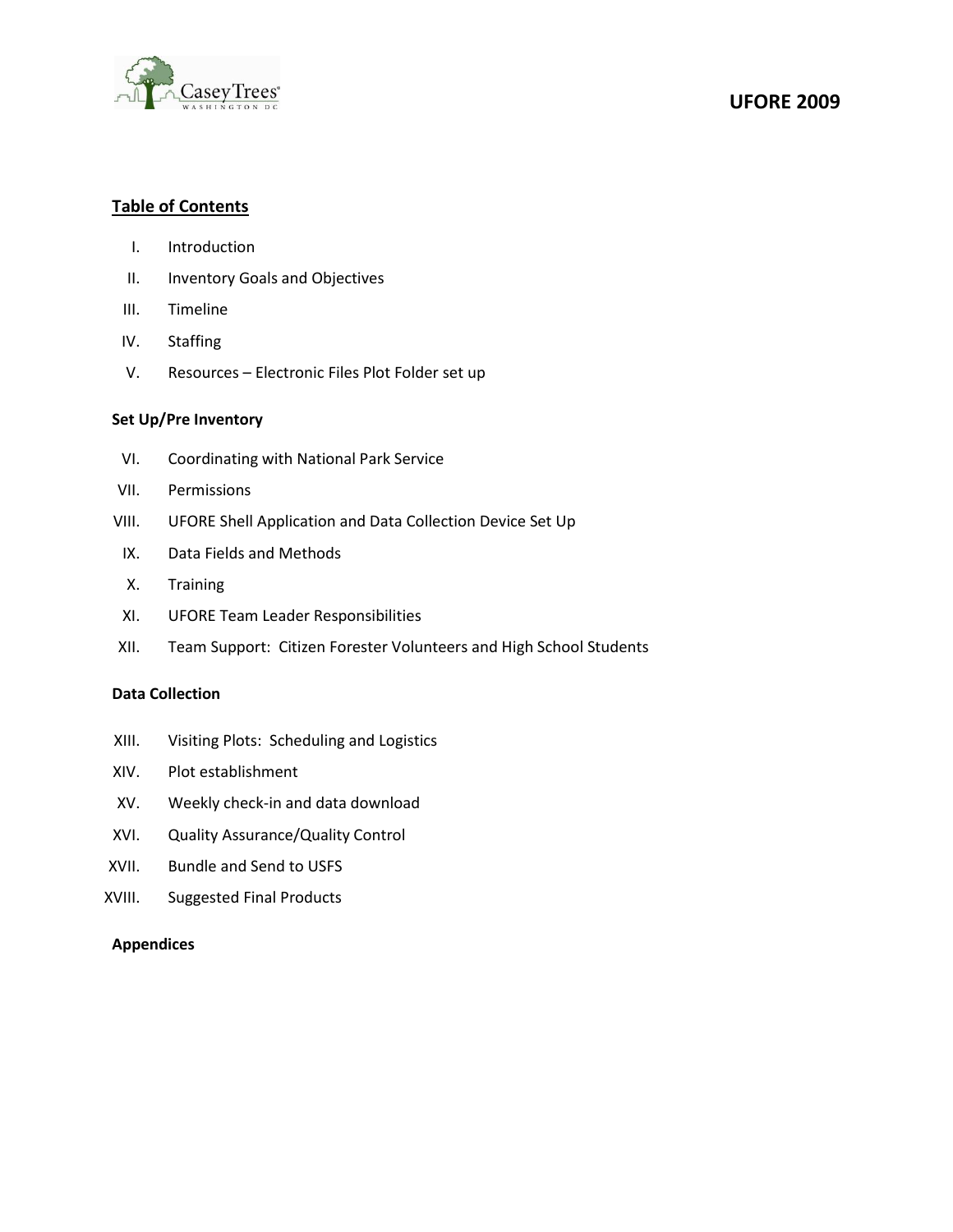## Table of Contents

I. Introduction

II. Inventory Goals and Objectives

III. Timeline

IV. Staffing

V. Resources – Electronic Files Plot Folder set up

**Set Up/Pre Inventory**

VI. Coordinating with National Park Service

VII. Permissions

VIII. UFORE Shell Application and Data Collection Device Set Up

IX. Data Fields and Methods

X. Training

XI. UFORE Team Leader Responsibilities

XII. Team Support: Citizen Forester Volunteers and High School Students

**Data Collection**

XIII. Visiting Plots: Scheduling and Logistics

XIV. Plot establishment

XV. Weekly check-in and data download

XVI. Quality Assurance/Quality Control

XVII. Bundle and Send to USFS

XVIII. Suggested Final Products

**Appendices**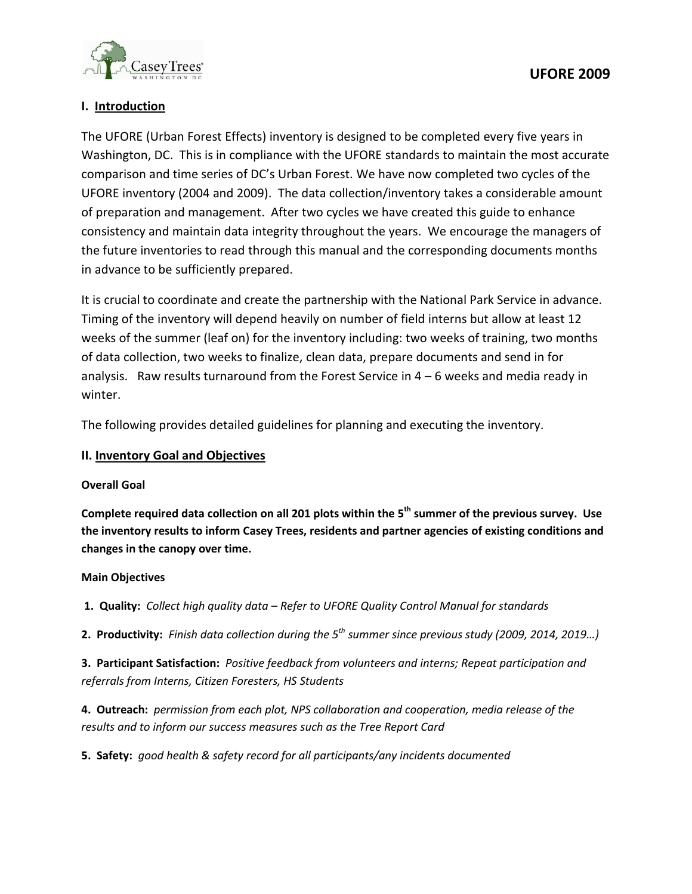## I. Introduction

The UFORE (Urban Forest Effects) inventory is designed to be completed every five years in Washington, DC. This is in compliance with the UFORE standards to maintain the most accurate comparison and time series of DC's Urban Forest. We have now completed two cycles of the UFORE inventory (2004 and 2009). The data collection/inventory takes a considerable amount of preparation and management. After two cycles we have created this guide to enhance consistency and maintain data integrity throughout the years. We encourage the managers of the future inventories to read through this manual and the corresponding documents months in advance to be sufficiently prepared.

It is crucial to coordinate and create the partnership with the National Park Service in advance. Timing of the inventory will depend heavily on number of field interns but allow at least 12 weeks of the summer (leaf on) for the inventory including: two weeks of training, two months of data collection, two weeks to finalize, clean data, prepare documents and send in for analysis. Raw results turnaround from the Forest Service in 4 – 6 weeks and media ready in winter.

The following provides detailed guidelines for planning and executing the inventory.

## II. Inventory Goal and Objectives

**Overall Goal**

**Complete required data collection on all 201 plots within the 5th summer of the previous survey. Use the inventory results to inform Casey Trees, residents and partner agencies of existing conditions and changes in the canopy over time.**

**Main Objectives**

**1. Quality:** *Collect high quality data – Refer to UFORE Quality Control Manual for standards*

**2. Productivity:** *Finish data collection during the 5th summer since previous study (2009, 2014, 2019…)*

**3. Participant Satisfaction:** *Positive feedback from volunteers and interns; Repeat participation and referrals from Interns, Citizen Foresters, HS Students*

**4. Outreach:** *permission from each plot, NPS collaboration and cooperation, media release of the results and to inform our success measures such as the Tree Report Card*

**5. Safety:** *good health & safety record for all participants/any incidents documented*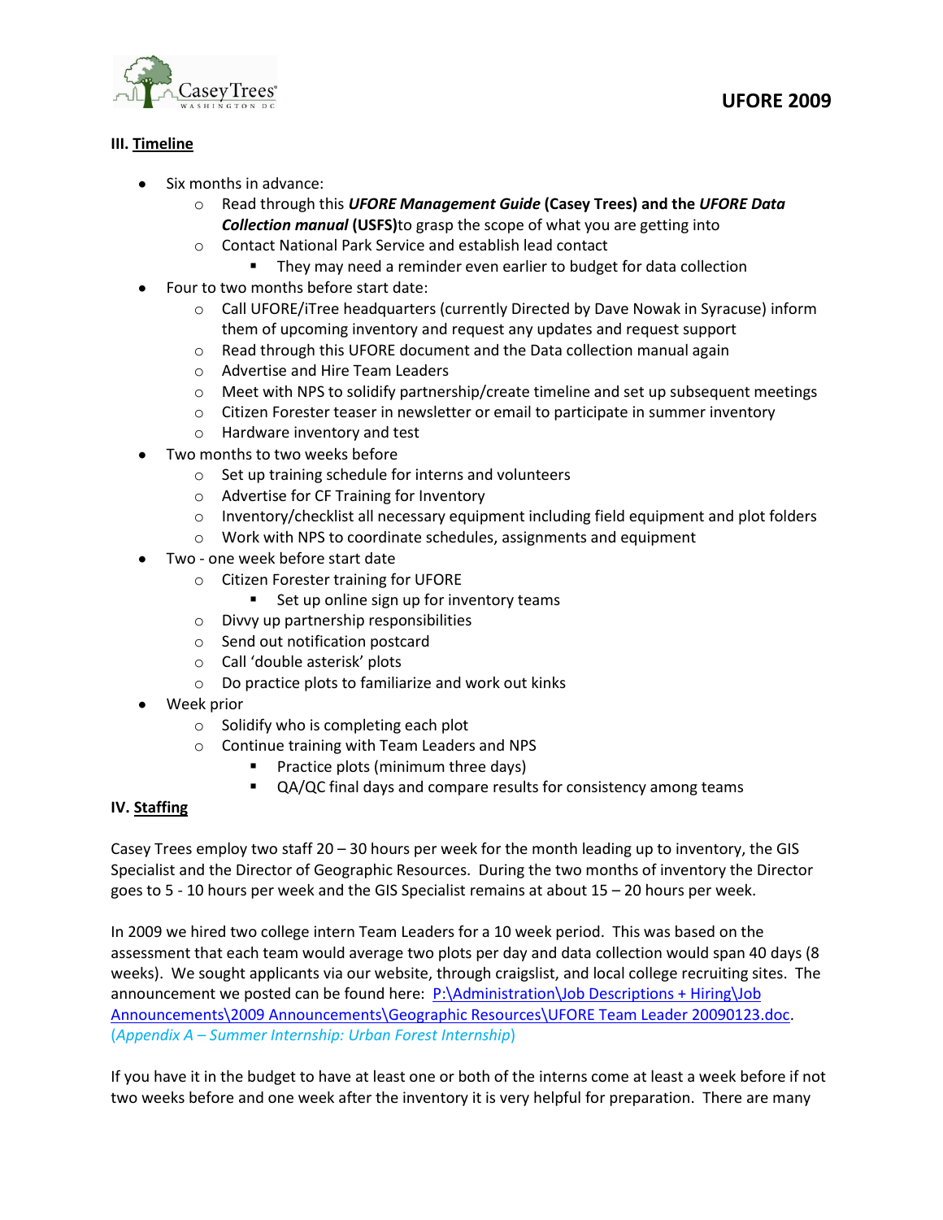**III. Timeline**

- Six months in advance:
  - Read through this ***UFORE Management Guide*** **(Casey Trees) and the** ***UFORE Data Collection manual*** **(USFS)**to grasp the scope of what you are getting into
  - Contact National Park Service and establish lead contact
    - They may need a reminder even earlier to budget for data collection
- Four to two months before start date:
  - Call UFORE/iTree headquarters (currently Directed by Dave Nowak in Syracuse) inform them of upcoming inventory and request any updates and request support
  - Read through this UFORE document and the Data collection manual again
  - Advertise and Hire Team Leaders
  - Meet with NPS to solidify partnership/create timeline and set up subsequent meetings
  - Citizen Forester teaser in newsletter or email to participate in summer inventory
  - Hardware inventory and test
- Two months to two weeks before
  - Set up training schedule for interns and volunteers
  - Advertise for CF Training for Inventory
  - Inventory/checklist all necessary equipment including field equipment and plot folders
  - Work with NPS to coordinate schedules, assignments and equipment
- Two - one week before start date
  - Citizen Forester training for UFORE
    - Set up online sign up for inventory teams
  - Divvy up partnership responsibilities
  - Send out notification postcard
  - Call 'double asterisk' plots
  - Do practice plots to familiarize and work out kinks
- Week prior
  - Solidify who is completing each plot
  - Continue training with Team Leaders and NPS
    - Practice plots (minimum three days)
    - QA/QC final days and compare results for consistency among teams

**IV. Staffing**

Casey Trees employ two staff 20 – 30 hours per week for the month leading up to inventory, the GIS Specialist and the Director of Geographic Resources. During the two months of inventory the Director goes to 5 - 10 hours per week and the GIS Specialist remains at about 15 – 20 hours per week.

In 2009 we hired two college intern Team Leaders for a 10 week period. This was based on the assessment that each team would average two plots per day and data collection would span 40 days (8 weeks). We sought applicants via our website, through craigslist, and local college recruiting sites. The announcement we posted can be found here: P:\Administration\Job Descriptions + Hiring\Job Announcements\2009 Announcements\Geographic Resources\UFORE Team Leader 20090123.doc. (*Appendix A – Summer Internship: Urban Forest Internship*)

If you have it in the budget to have at least one or both of the interns come at least a week before if not two weeks before and one week after the inventory it is very helpful for preparation. There are many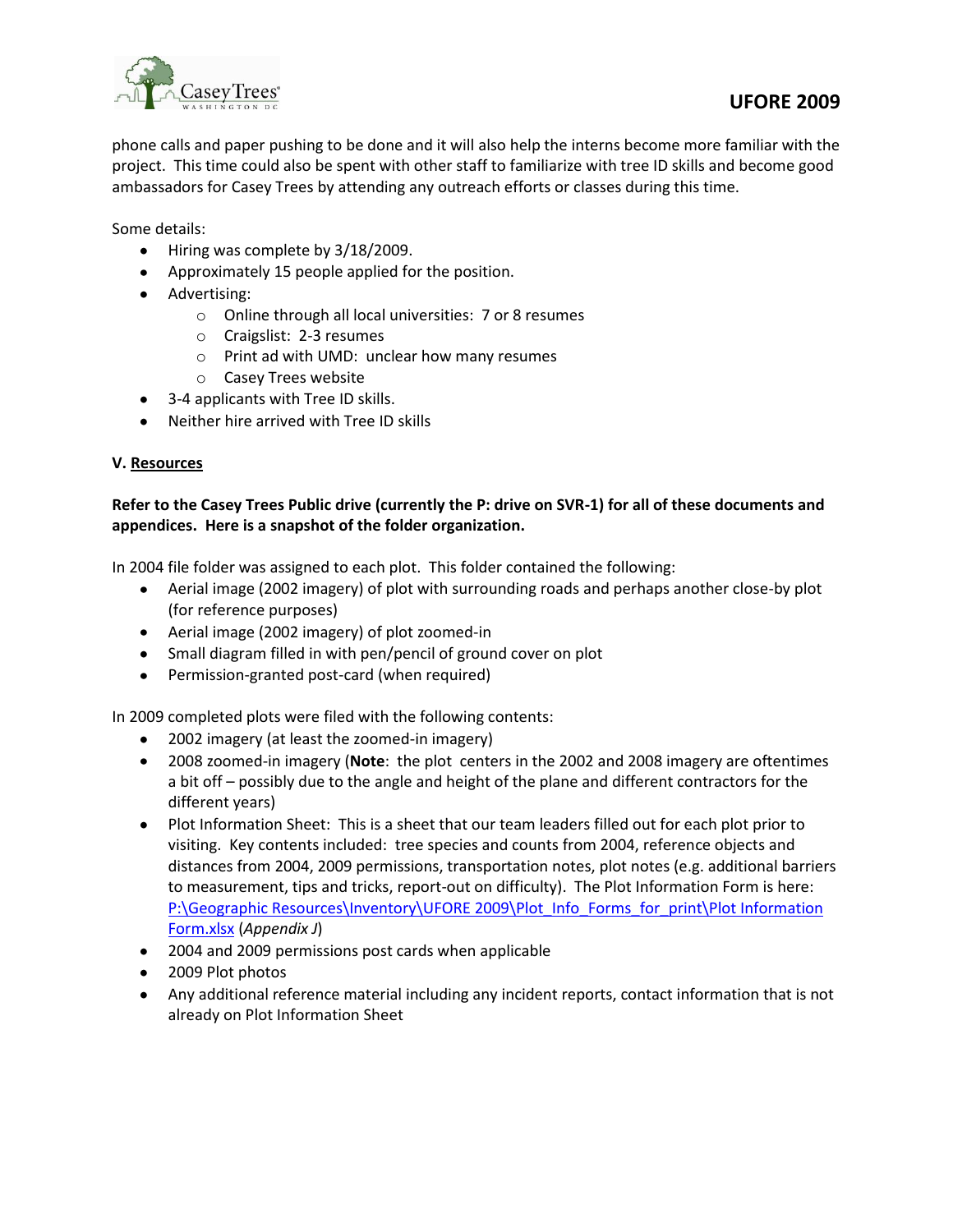phone calls and paper pushing to be done and it will also help the interns become more familiar with the project. This time could also be spent with other staff to familiarize with tree ID skills and become good ambassadors for Casey Trees by attending any outreach efforts or classes during this time.

Some details:

- Hiring was complete by 3/18/2009.
- Approximately 15 people applied for the position.
- Advertising:
  - Online through all local universities: 7 or 8 resumes
  - Craigslist: 2-3 resumes
  - Print ad with UMD: unclear how many resumes
  - Casey Trees website
- 3-4 applicants with Tree ID skills.
- Neither hire arrived with Tree ID skills

## V. Resources

**Refer to the Casey Trees Public drive (currently the P: drive on SVR-1) for all of these documents and appendices. Here is a snapshot of the folder organization.**

In 2004 file folder was assigned to each plot. This folder contained the following:

- Aerial image (2002 imagery) of plot with surrounding roads and perhaps another close-by plot (for reference purposes)
- Aerial image (2002 imagery) of plot zoomed-in
- Small diagram filled in with pen/pencil of ground cover on plot
- Permission-granted post-card (when required)

In 2009 completed plots were filed with the following contents:

- 2002 imagery (at least the zoomed-in imagery)
- 2008 zoomed-in imagery (**Note**: the plot centers in the 2002 and 2008 imagery are oftentimes a bit off – possibly due to the angle and height of the plane and different contractors for the different years)
- Plot Information Sheet: This is a sheet that our team leaders filled out for each plot prior to visiting. Key contents included: tree species and counts from 2004, reference objects and distances from 2004, 2009 permissions, transportation notes, plot notes (e.g. additional barriers to measurement, tips and tricks, report-out on difficulty). The Plot Information Form is here: P:\Geographic Resources\Inventory\UFORE 2009\Plot_Info_Forms_for_print\Plot Information Form.xlsx (*Appendix J*)
- 2004 and 2009 permissions post cards when applicable
- 2009 Plot photos
- Any additional reference material including any incident reports, contact information that is not already on Plot Information Sheet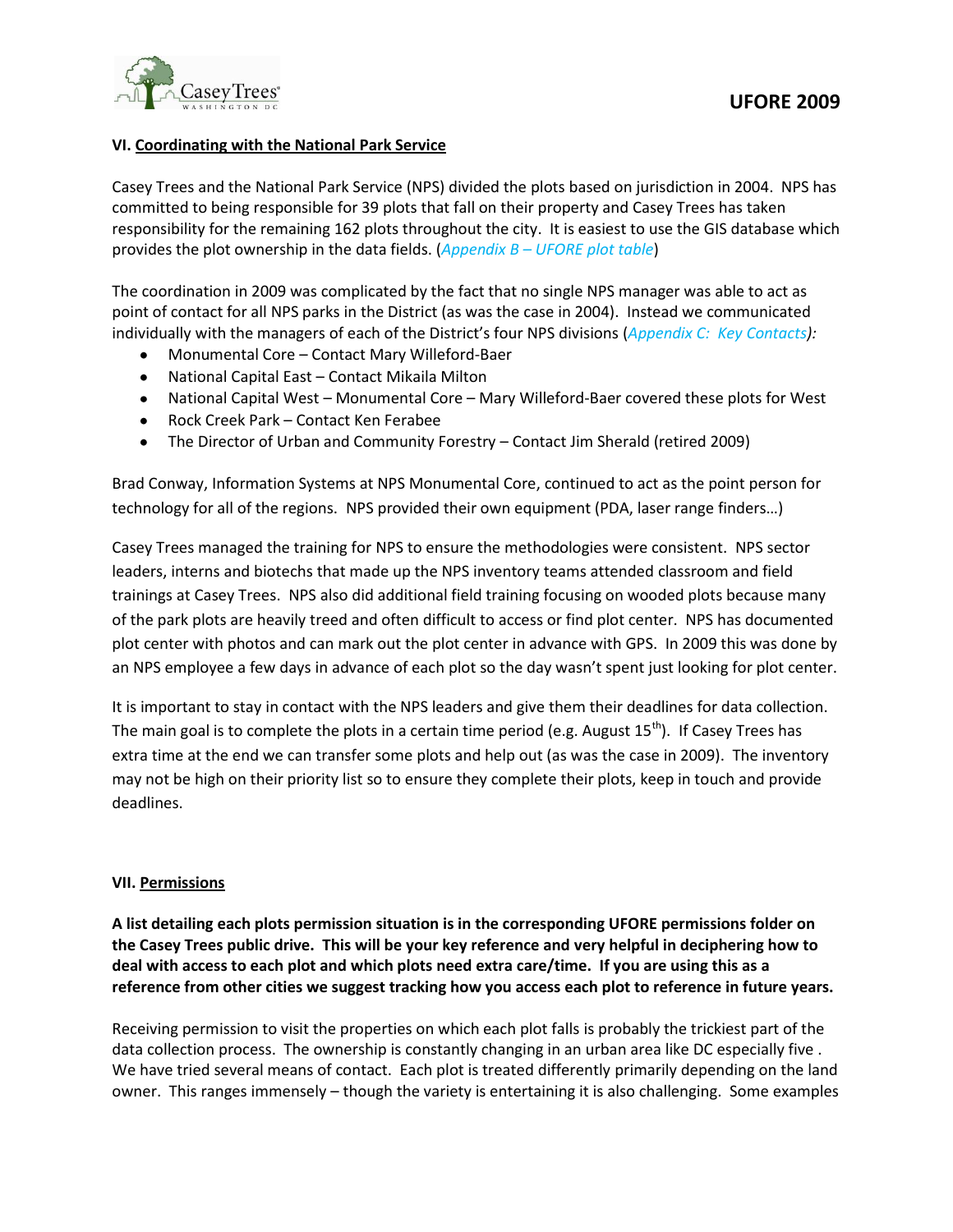### VI. Coordinating with the National Park Service

Casey Trees and the National Park Service (NPS) divided the plots based on jurisdiction in 2004. NPS has committed to being responsible for 39 plots that fall on their property and Casey Trees has taken responsibility for the remaining 162 plots throughout the city. It is easiest to use the GIS database which provides the plot ownership in the data fields. (*Appendix B – UFORE plot table*)

The coordination in 2009 was complicated by the fact that no single NPS manager was able to act as point of contact for all NPS parks in the District (as was the case in 2004). Instead we communicated individually with the managers of each of the District's four NPS divisions (*Appendix C: Key Contacts*):

- Monumental Core – Contact Mary Willeford-Baer
- National Capital East – Contact Mikaila Milton
- National Capital West – Monumental Core – Mary Willeford-Baer covered these plots for West
- Rock Creek Park – Contact Ken Ferabee
- The Director of Urban and Community Forestry – Contact Jim Sherald (retired 2009)

Brad Conway, Information Systems at NPS Monumental Core, continued to act as the point person for technology for all of the regions. NPS provided their own equipment (PDA, laser range finders…)

Casey Trees managed the training for NPS to ensure the methodologies were consistent. NPS sector leaders, interns and biotechs that made up the NPS inventory teams attended classroom and field trainings at Casey Trees. NPS also did additional field training focusing on wooded plots because many of the park plots are heavily treed and often difficult to access or find plot center. NPS has documented plot center with photos and can mark out the plot center in advance with GPS. In 2009 this was done by an NPS employee a few days in advance of each plot so the day wasn't spent just looking for plot center.

It is important to stay in contact with the NPS leaders and give them their deadlines for data collection. The main goal is to complete the plots in a certain time period (e.g. August 15th). If Casey Trees has extra time at the end we can transfer some plots and help out (as was the case in 2009). The inventory may not be high on their priority list so to ensure they complete their plots, keep in touch and provide deadlines.

### VII. Permissions

**A list detailing each plots permission situation is in the corresponding UFORE permissions folder on the Casey Trees public drive. This will be your key reference and very helpful in deciphering how to deal with access to each plot and which plots need extra care/time. If you are using this as a reference from other cities we suggest tracking how you access each plot to reference in future years.**

Receiving permission to visit the properties on which each plot falls is probably the trickiest part of the data collection process. The ownership is constantly changing in an urban area like DC especially five . We have tried several means of contact. Each plot is treated differently primarily depending on the land owner. This ranges immensely – though the variety is entertaining it is also challenging. Some examples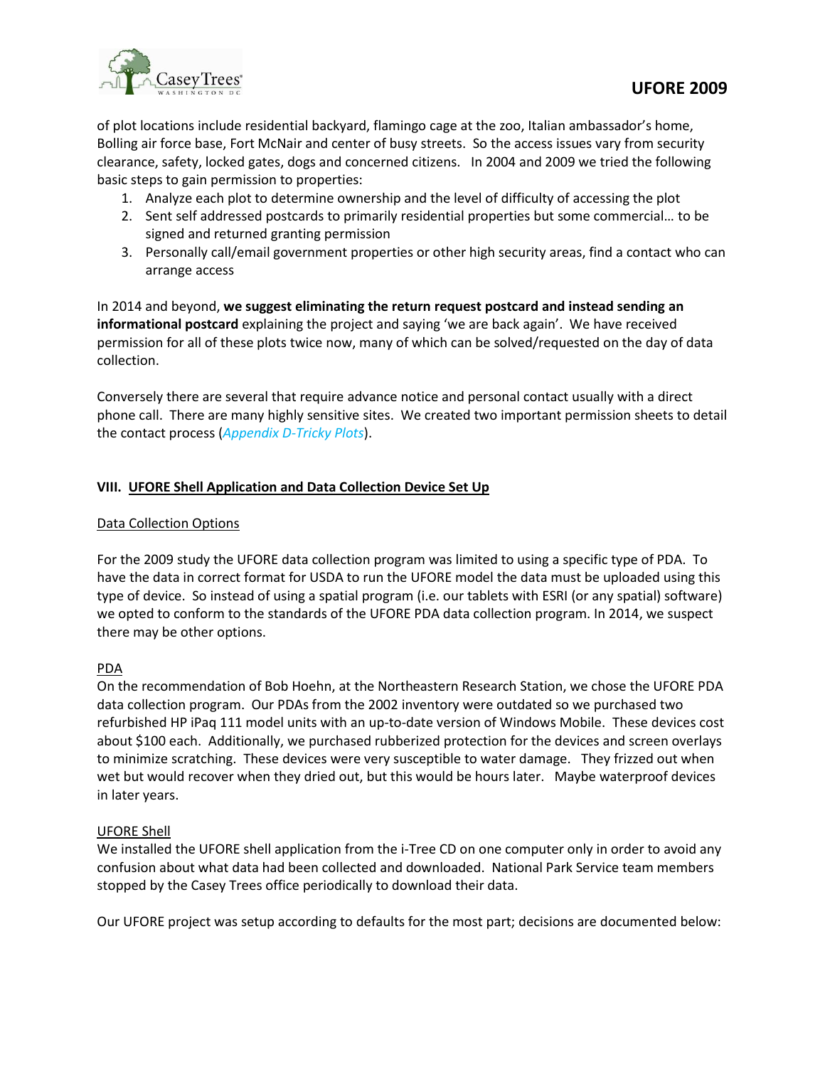of plot locations include residential backyard, flamingo cage at the zoo, Italian ambassador's home, Bolling air force base, Fort McNair and center of busy streets. So the access issues vary from security clearance, safety, locked gates, dogs and concerned citizens. In 2004 and 2009 we tried the following basic steps to gain permission to properties:

1. Analyze each plot to determine ownership and the level of difficulty of accessing the plot
2. Sent self addressed postcards to primarily residential properties but some commercial… to be signed and returned granting permission
3. Personally call/email government properties or other high security areas, find a contact who can arrange access

In 2014 and beyond, **we suggest eliminating the return request postcard and instead sending an informational postcard** explaining the project and saying 'we are back again'. We have received permission for all of these plots twice now, many of which can be solved/requested on the day of data collection.

Conversely there are several that require advance notice and personal contact usually with a direct phone call. There are many highly sensitive sites. We created two important permission sheets to detail the contact process (*Appendix D-Tricky Plots*).

## VIII. UFORE Shell Application and Data Collection Device Set Up

### Data Collection Options

For the 2009 study the UFORE data collection program was limited to using a specific type of PDA. To have the data in correct format for USDA to run the UFORE model the data must be uploaded using this type of device. So instead of using a spatial program (i.e. our tablets with ESRI (or any spatial) software) we opted to conform to the standards of the UFORE PDA data collection program. In 2014, we suspect there may be other options.

### PDA

On the recommendation of Bob Hoehn, at the Northeastern Research Station, we chose the UFORE PDA data collection program. Our PDAs from the 2002 inventory were outdated so we purchased two refurbished HP iPaq 111 model units with an up-to-date version of Windows Mobile. These devices cost about $100 each. Additionally, we purchased rubberized protection for the devices and screen overlays to minimize scratching. These devices were very susceptible to water damage. They frizzed out when wet but would recover when they dried out, but this would be hours later. Maybe waterproof devices in later years.

### UFORE Shell

We installed the UFORE shell application from the i-Tree CD on one computer only in order to avoid any confusion about what data had been collected and downloaded. National Park Service team members stopped by the Casey Trees office periodically to download their data.

Our UFORE project was setup according to defaults for the most part; decisions are documented below: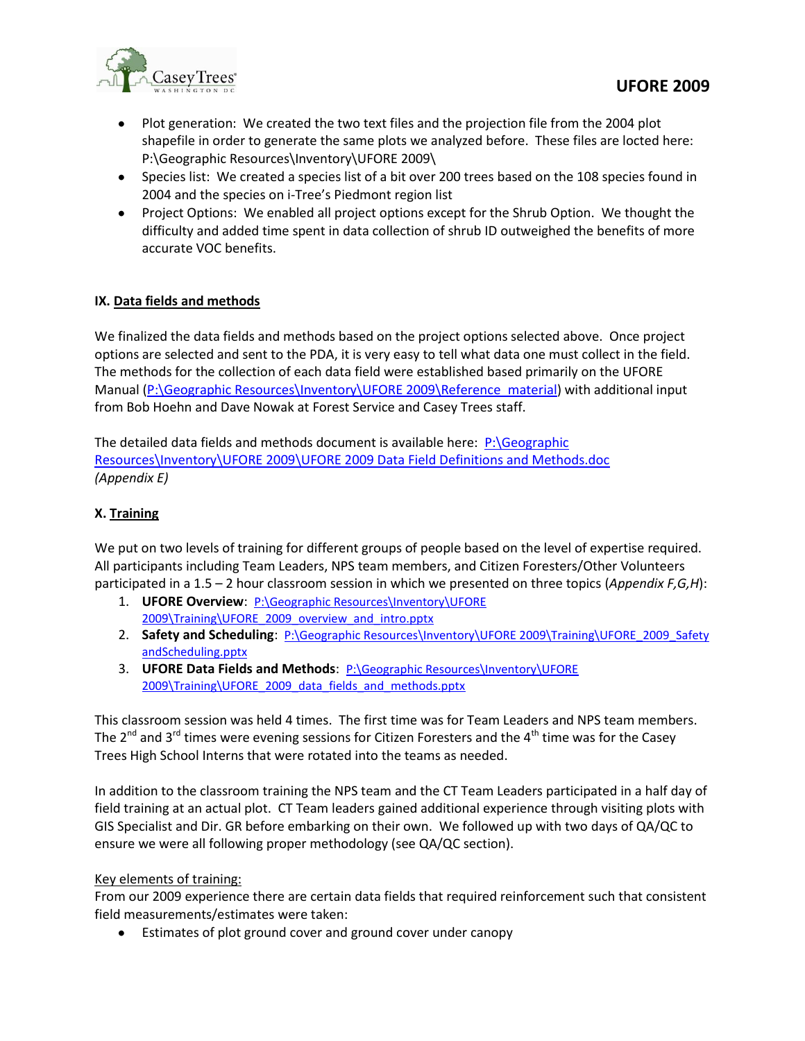- Plot generation: We created the two text files and the projection file from the 2004 plot shapefile in order to generate the same plots we analyzed before. These files are locted here: P:\Geographic Resources\Inventory\UFORE 2009\
- Species list: We created a species list of a bit over 200 trees based on the 108 species found in 2004 and the species on i-Tree's Piedmont region list
- Project Options: We enabled all project options except for the Shrub Option. We thought the difficulty and added time spent in data collection of shrub ID outweighed the benefits of more accurate VOC benefits.

## IX. Data fields and methods

We finalized the data fields and methods based on the project options selected above. Once project options are selected and sent to the PDA, it is very easy to tell what data one must collect in the field. The methods for the collection of each data field were established based primarily on the UFORE Manual (P:\Geographic Resources\Inventory\UFORE 2009\Reference_material) with additional input from Bob Hoehn and Dave Nowak at Forest Service and Casey Trees staff.

The detailed data fields and methods document is available here: P:\Geographic Resources\Inventory\UFORE 2009\UFORE 2009 Data Field Definitions and Methods.doc *(Appendix E)*

## X. Training

We put on two levels of training for different groups of people based on the level of expertise required. All participants including Team Leaders, NPS team members, and Citizen Foresters/Other Volunteers participated in a 1.5 – 2 hour classroom session in which we presented on three topics (*Appendix F,G,H*):

1. **UFORE Overview**: P:\Geographic Resources\Inventory\UFORE 2009\Training\UFORE_2009_overview_and_intro.pptx
2. **Safety and Scheduling**: P:\Geographic Resources\Inventory\UFORE 2009\Training\UFORE_2009_Safety andScheduling.pptx
3. **UFORE Data Fields and Methods**: P:\Geographic Resources\Inventory\UFORE 2009\Training\UFORE_2009_data_fields_and_methods.pptx

This classroom session was held 4 times. The first time was for Team Leaders and NPS team members. The 2nd and 3rd times were evening sessions for Citizen Foresters and the 4th time was for the Casey Trees High School Interns that were rotated into the teams as needed.

In addition to the classroom training the NPS team and the CT Team Leaders participated in a half day of field training at an actual plot. CT Team leaders gained additional experience through visiting plots with GIS Specialist and Dir. GR before embarking on their own. We followed up with two days of QA/QC to ensure we were all following proper methodology (see QA/QC section).

Key elements of training:

From our 2009 experience there are certain data fields that required reinforcement such that consistent field measurements/estimates were taken:

- Estimates of plot ground cover and ground cover under canopy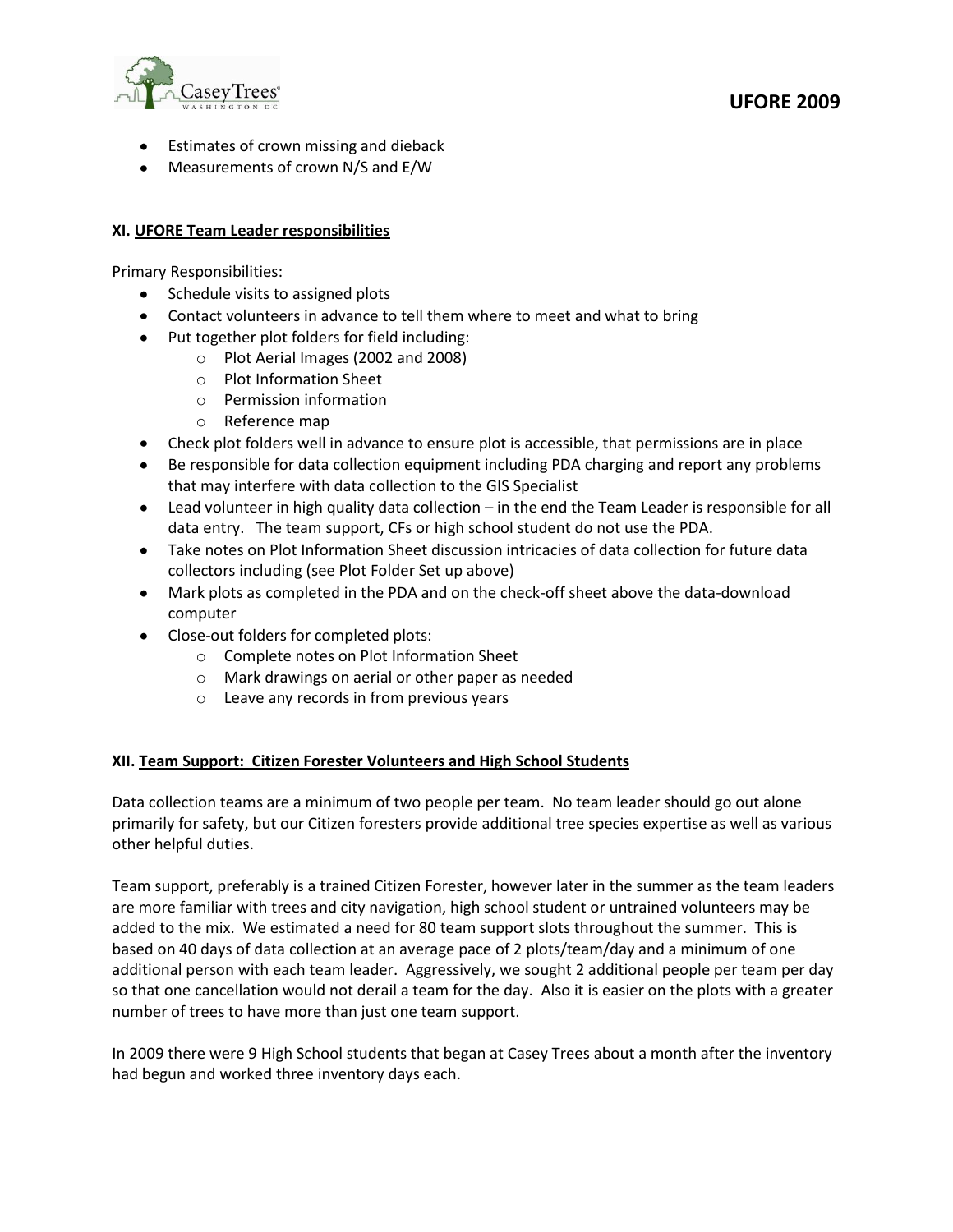- Estimates of crown missing and dieback
- Measurements of crown N/S and E/W

**XI. UFORE Team Leader responsibilities**

Primary Responsibilities:

- Schedule visits to assigned plots
- Contact volunteers in advance to tell them where to meet and what to bring
- Put together plot folders for field including:
    - Plot Aerial Images (2002 and 2008)
    - Plot Information Sheet
    - Permission information
    - Reference map
- Check plot folders well in advance to ensure plot is accessible, that permissions are in place
- Be responsible for data collection equipment including PDA charging and report any problems that may interfere with data collection to the GIS Specialist
- Lead volunteer in high quality data collection – in the end the Team Leader is responsible for all data entry. The team support, CFs or high school student do not use the PDA.
- Take notes on Plot Information Sheet discussion intricacies of data collection for future data collectors including (see Plot Folder Set up above)
- Mark plots as completed in the PDA and on the check-off sheet above the data-download computer
- Close-out folders for completed plots:
    - Complete notes on Plot Information Sheet
    - Mark drawings on aerial or other paper as needed
    - Leave any records in from previous years

**XII. Team Support: Citizen Forester Volunteers and High School Students**

Data collection teams are a minimum of two people per team. No team leader should go out alone primarily for safety, but our Citizen foresters provide additional tree species expertise as well as various other helpful duties.

Team support, preferably is a trained Citizen Forester, however later in the summer as the team leaders are more familiar with trees and city navigation, high school student or untrained volunteers may be added to the mix. We estimated a need for 80 team support slots throughout the summer. This is based on 40 days of data collection at an average pace of 2 plots/team/day and a minimum of one additional person with each team leader. Aggressively, we sought 2 additional people per team per day so that one cancellation would not derail a team for the day. Also it is easier on the plots with a greater number of trees to have more than just one team support.

In 2009 there were 9 High School students that began at Casey Trees about a month after the inventory had begun and worked three inventory days each.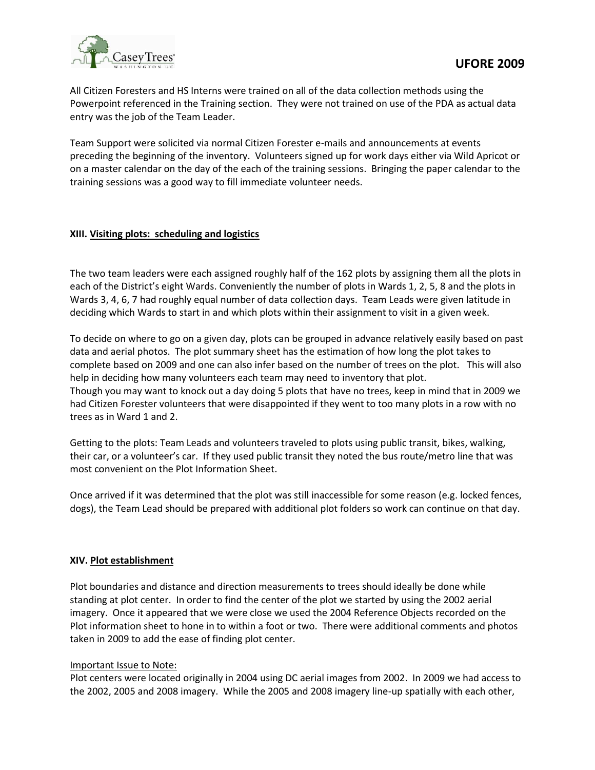All Citizen Foresters and HS Interns were trained on all of the data collection methods using the Powerpoint referenced in the Training section. They were not trained on use of the PDA as actual data entry was the job of the Team Leader.

Team Support were solicited via normal Citizen Forester e-mails and announcements at events preceding the beginning of the inventory. Volunteers signed up for work days either via Wild Apricot or on a master calendar on the day of the each of the training sessions. Bringing the paper calendar to the training sessions was a good way to fill immediate volunteer needs.

## XIII. Visiting plots: scheduling and logistics

The two team leaders were each assigned roughly half of the 162 plots by assigning them all the plots in each of the District's eight Wards. Conveniently the number of plots in Wards 1, 2, 5, 8 and the plots in Wards 3, 4, 6, 7 had roughly equal number of data collection days. Team Leads were given latitude in deciding which Wards to start in and which plots within their assignment to visit in a given week.

To decide on where to go on a given day, plots can be grouped in advance relatively easily based on past data and aerial photos. The plot summary sheet has the estimation of how long the plot takes to complete based on 2009 and one can also infer based on the number of trees on the plot. This will also help in deciding how many volunteers each team may need to inventory that plot.
Though you may want to knock out a day doing 5 plots that have no trees, keep in mind that in 2009 we had Citizen Forester volunteers that were disappointed if they went to too many plots in a row with no trees as in Ward 1 and 2.

Getting to the plots: Team Leads and volunteers traveled to plots using public transit, bikes, walking, their car, or a volunteer's car. If they used public transit they noted the bus route/metro line that was most convenient on the Plot Information Sheet.

Once arrived if it was determined that the plot was still inaccessible for some reason (e.g. locked fences, dogs), the Team Lead should be prepared with additional plot folders so work can continue on that day.

## XIV. Plot establishment

Plot boundaries and distance and direction measurements to trees should ideally be done while standing at plot center. In order to find the center of the plot we started by using the 2002 aerial imagery. Once it appeared that we were close we used the 2004 Reference Objects recorded on the Plot information sheet to hone in to within a foot or two. There were additional comments and photos taken in 2009 to add the ease of finding plot center.

Important Issue to Note:

Plot centers were located originally in 2004 using DC aerial images from 2002. In 2009 we had access to the 2002, 2005 and 2008 imagery. While the 2005 and 2008 imagery line-up spatially with each other,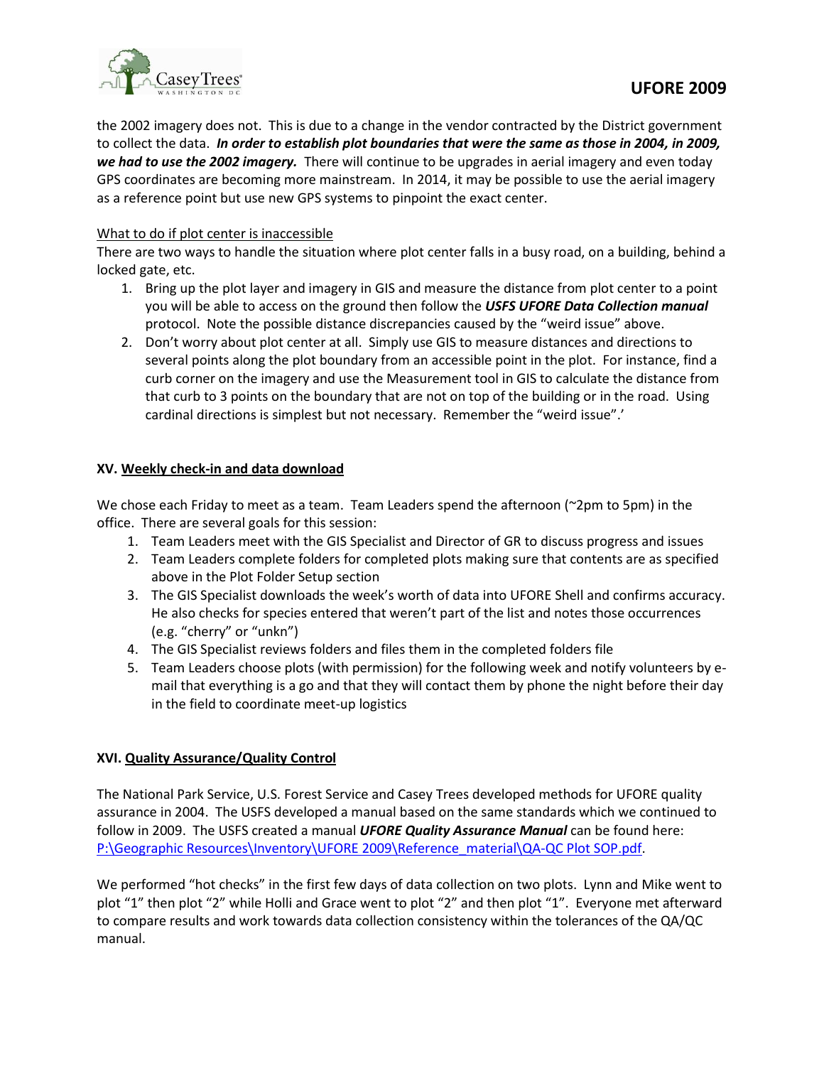the 2002 imagery does not. This is due to a change in the vendor contracted by the District government to collect the data. ***In order to establish plot boundaries that were the same as those in 2004, in 2009, we had to use the 2002 imagery.*** There will continue to be upgrades in aerial imagery and even today GPS coordinates are becoming more mainstream. In 2014, it may be possible to use the aerial imagery as a reference point but use new GPS systems to pinpoint the exact center.

<u>What to do if plot center is inaccessible</u>

There are two ways to handle the situation where plot center falls in a busy road, on a building, behind a locked gate, etc.

1. Bring up the plot layer and imagery in GIS and measure the distance from plot center to a point you will be able to access on the ground then follow the ***USFS UFORE Data Collection manual*** protocol. Note the possible distance discrepancies caused by the "weird issue" above.
2. Don't worry about plot center at all. Simply use GIS to measure distances and directions to several points along the plot boundary from an accessible point in the plot. For instance, find a curb corner on the imagery and use the Measurement tool in GIS to calculate the distance from that curb to 3 points on the boundary that are not on top of the building or in the road. Using cardinal directions is simplest but not necessary. Remember the "weird issue".'

## XV. <u>Weekly check-in and data download</u>

We chose each Friday to meet as a team. Team Leaders spend the afternoon (~2pm to 5pm) in the office. There are several goals for this session:

1. Team Leaders meet with the GIS Specialist and Director of GR to discuss progress and issues
2. Team Leaders complete folders for completed plots making sure that contents are as specified above in the Plot Folder Setup section
3. The GIS Specialist downloads the week's worth of data into UFORE Shell and confirms accuracy. He also checks for species entered that weren't part of the list and notes those occurrences (e.g. "cherry" or "unkn")
4. The GIS Specialist reviews folders and files them in the completed folders file
5. Team Leaders choose plots (with permission) for the following week and notify volunteers by e-mail that everything is a go and that they will contact them by phone the night before their day in the field to coordinate meet-up logistics

## XVI. <u>Quality Assurance/Quality Control</u>

The National Park Service, U.S. Forest Service and Casey Trees developed methods for UFORE quality assurance in 2004. The USFS developed a manual based on the same standards which we continued to follow in 2009. The USFS created a manual ***UFORE Quality Assurance Manual*** can be found here: P:\Geographic Resources\Inventory\UFORE 2009\Reference_material\QA-QC Plot SOP.pdf.

We performed "hot checks" in the first few days of data collection on two plots. Lynn and Mike went to plot "1" then plot "2" while Holli and Grace went to plot "2" and then plot "1". Everyone met afterward to compare results and work towards data collection consistency within the tolerances of the QA/QC manual.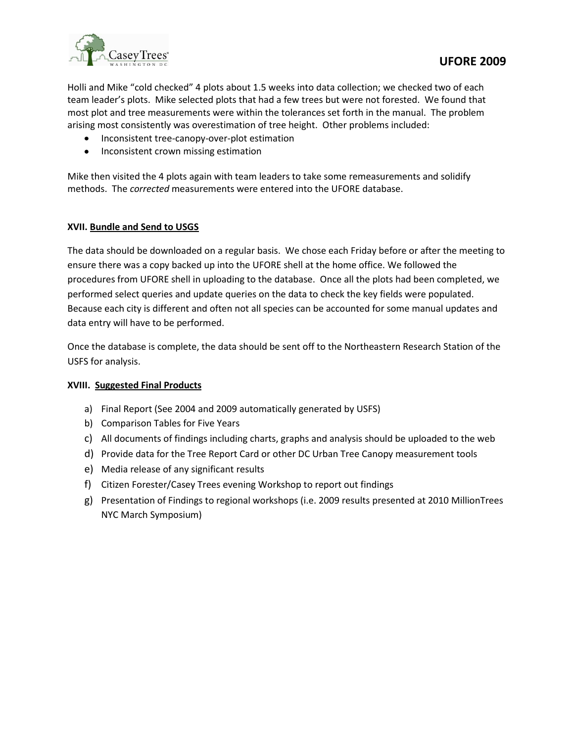Holli and Mike "cold checked" 4 plots about 1.5 weeks into data collection; we checked two of each team leader's plots. Mike selected plots that had a few trees but were not forested. We found that most plot and tree measurements were within the tolerances set forth in the manual. The problem arising most consistently was overestimation of tree height. Other problems included:

- Inconsistent tree-canopy-over-plot estimation
- Inconsistent crown missing estimation

Mike then visited the 4 plots again with team leaders to take some remeasurements and solidify methods. The *corrected* measurements were entered into the UFORE database.

### XVII. Bundle and Send to USGS

The data should be downloaded on a regular basis. We chose each Friday before or after the meeting to ensure there was a copy backed up into the UFORE shell at the home office. We followed the procedures from UFORE shell in uploading to the database. Once all the plots had been completed, we performed select queries and update queries on the data to check the key fields were populated. Because each city is different and often not all species can be accounted for some manual updates and data entry will have to be performed.

Once the database is complete, the data should be sent off to the Northeastern Research Station of the USFS for analysis.

### XVIII. Suggested Final Products

a) Final Report (See 2004 and 2009 automatically generated by USFS)
b) Comparison Tables for Five Years
c) All documents of findings including charts, graphs and analysis should be uploaded to the web
d) Provide data for the Tree Report Card or other DC Urban Tree Canopy measurement tools
e) Media release of any significant results
f) Citizen Forester/Casey Trees evening Workshop to report out findings
g) Presentation of Findings to regional workshops (i.e. 2009 results presented at 2010 MillionTrees NYC March Symposium)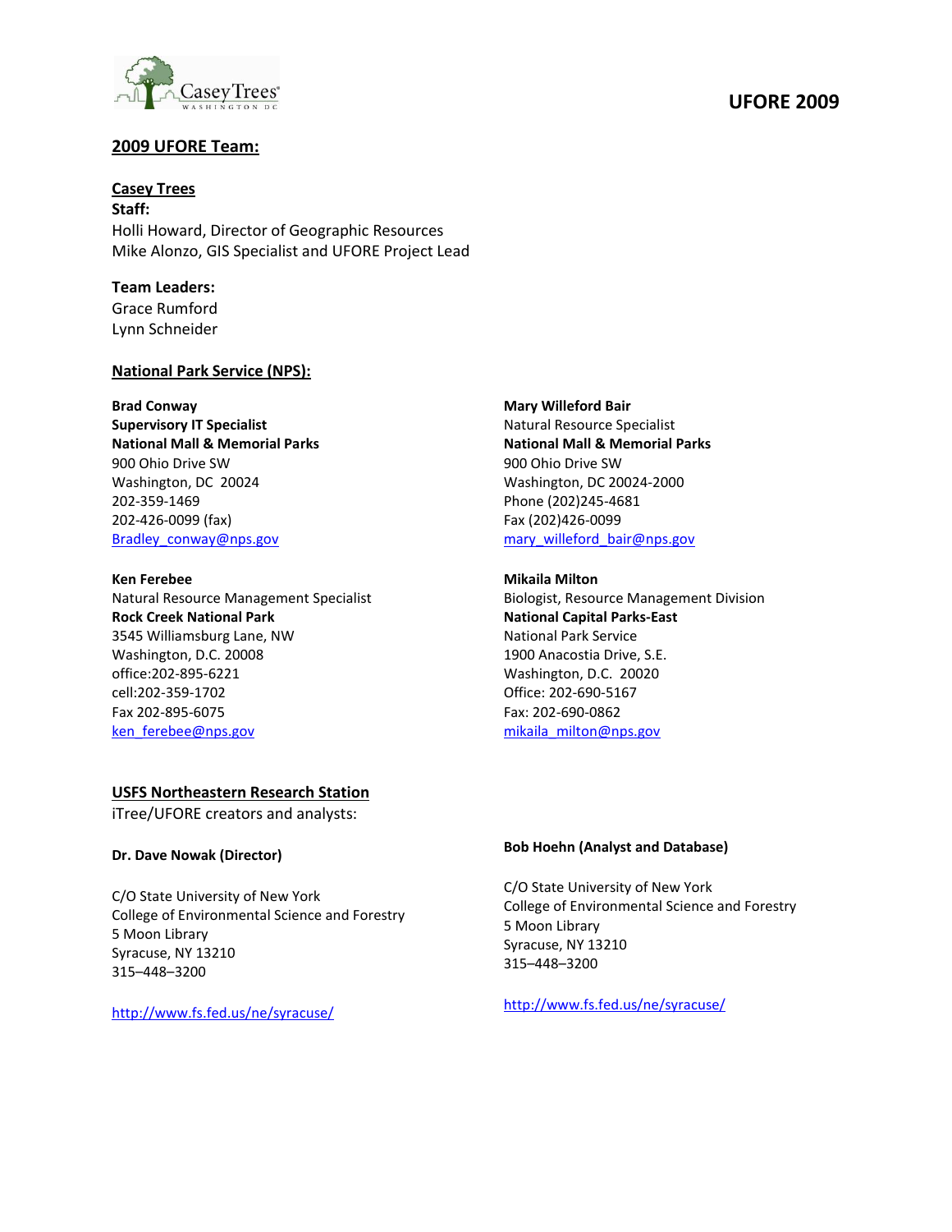UFORE 2009

## 2009 UFORE Team:

### Casey Trees

**Staff:**

Holli Howard, Director of Geographic Resources
Mike Alonzo, GIS Specialist and UFORE Project Lead

**Team Leaders:**

Grace Rumford
Lynn Schneider

### National Park Service (NPS):

**Brad Conway**
**Supervisory IT Specialist**
**National Mall & Memorial Parks**
900 Ohio Drive SW
Washington, DC 20024
202-359-1469
202-426-0099 (fax)
Bradley_conway@nps.gov

**Mary Willeford Bair**
Natural Resource Specialist
**National Mall & Memorial Parks**
900 Ohio Drive SW
Washington, DC 20024-2000
Phone (202)245-4681
Fax (202)426-0099
mary_willeford_bair@nps.gov

**Ken Ferebee**
Natural Resource Management Specialist
**Rock Creek National Park**
3545 Williamsburg Lane, NW
Washington, D.C. 20008
office:202-895-6221
cell:202-359-1702
Fax 202-895-6075
ken_ferebee@nps.gov

**Mikaila Milton**
Biologist, Resource Management Division
**National Capital Parks-East**
National Park Service
1900 Anacostia Drive, S.E.
Washington, D.C. 20020
Office: 202-690-5167
Fax: 202-690-0862
mikaila_milton@nps.gov

### USFS Northeastern Research Station

iTree/UFORE creators and analysts:

**Dr. Dave Nowak (Director)**

C/O State University of New York
College of Environmental Science and Forestry
5 Moon Library
Syracuse, NY 13210
315–448–3200

http://www.fs.fed.us/ne/syracuse/

**Bob Hoehn (Analyst and Database)**

C/O State University of New York
College of Environmental Science and Forestry
5 Moon Library
Syracuse, NY 13210
315–448–3200

http://www.fs.fed.us/ne/syracuse/